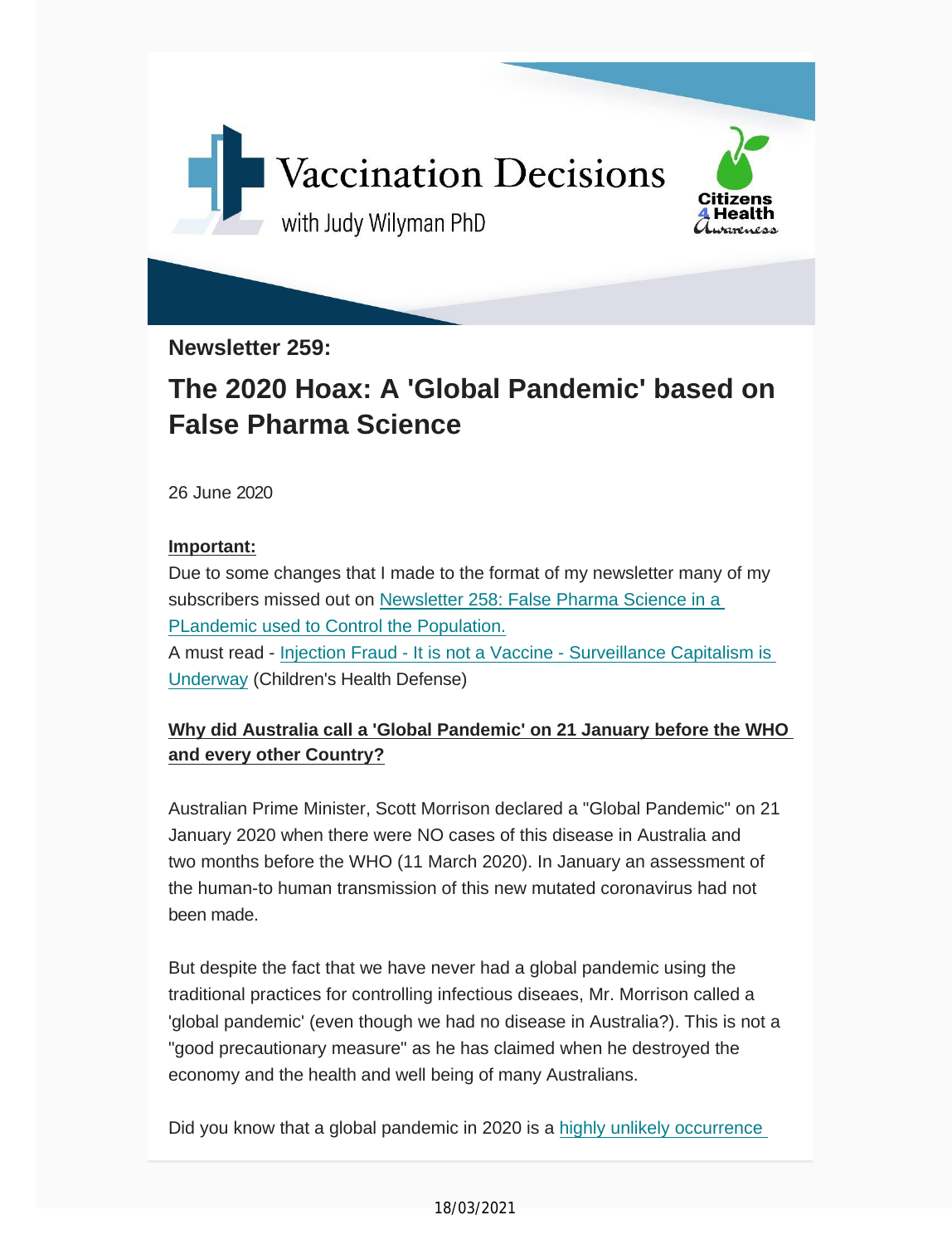Vaccination Decisions

with Judy Wilyman PhD

Citizens 4 Health Awareness

**Newsletter 259:**

# The 2020 Hoax: A 'Global Pandemic' based on False Pharma Science

26 June 2020

**Important:**

Due to some changes that I made to the format of my newsletter many of my subscribers missed out on Newsletter 258: False Pharma Science in a PLandemic used to Control the Population.

A must read - Injection Fraud - It is not a Vaccine - Surveillance Capitalism is Underway (Children's Health Defense)

**Why did Australia call a 'Global Pandemic' on 21 January before the WHO and every other Country?**

Australian Prime Minister, Scott Morrison declared a "Global Pandemic" on 21 January 2020 when there were NO cases of this disease in Australia and two months before the WHO (11 March 2020). In January an assessment of the human-to human transmission of this new mutated coronavirus had not been made.

But despite the fact that we have never had a global pandemic using the traditional practices for controlling infectious diseaes, Mr. Morrison called a 'global pandemic' (even though we had no disease in Australia?). This is not a "good precautionary measure" as he has claimed when he destroyed the economy and the health and well being of many Australians.

Did you know that a global pandemic in 2020 is a highly unlikely occurrence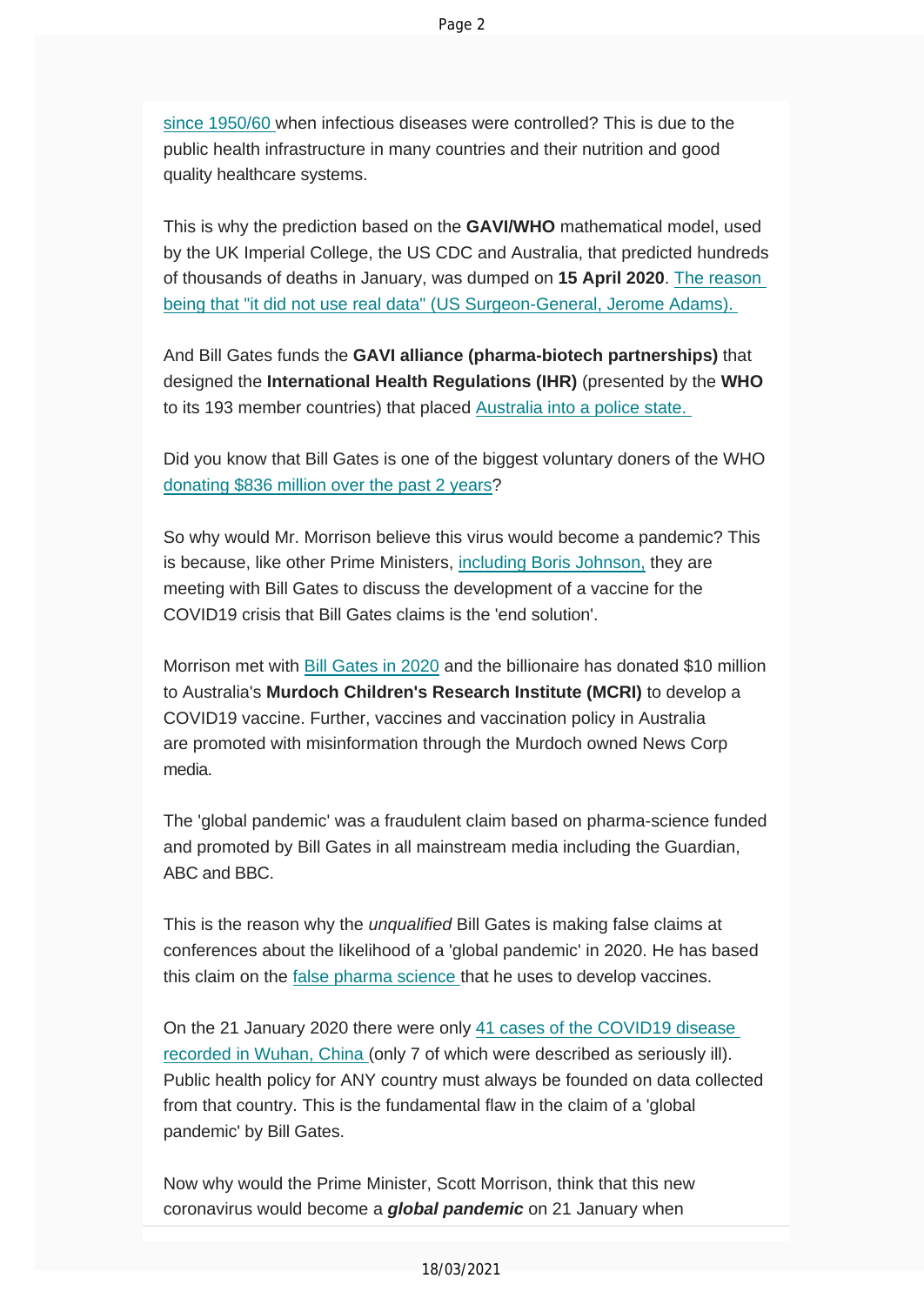since 1950/60 when infectious diseases were controlled? This is due to the public health infrastructure in many countries and their nutrition and good quality healthcare systems.

This is why the prediction based on the **GAVI/WHO** mathematical model, used by the UK Imperial College, the US CDC and Australia, that predicted hundreds of thousands of deaths in January, was dumped on **15 April 2020**. The reason being that "it did not use real data" (US Surgeon-General, Jerome Adams).

And Bill Gates funds the **GAVI alliance (pharma-biotech partnerships)** that designed the **International Health Regulations (IHR)** (presented by the **WHO** to its 193 member countries) that placed Australia into a police state.

Did you know that Bill Gates is one of the biggest voluntary doners of the WHO donating $836 million over the past 2 years?

So why would Mr. Morrison believe this virus would become a pandemic? This is because, like other Prime Ministers, including Boris Johnson, they are meeting with Bill Gates to discuss the development of a vaccine for the COVID19 crisis that Bill Gates claims is the 'end solution'.

Morrison met with Bill Gates in 2020 and the billionaire has donated $10 million to Australia's **Murdoch Children's Research Institute (MCRI)** to develop a COVID19 vaccine. Further, vaccines and vaccination policy in Australia are promoted with misinformation through the Murdoch owned News Corp media.

The 'global pandemic' was a fraudulent claim based on pharma-science funded and promoted by Bill Gates in all mainstream media including the Guardian, ABC and BBC.

This is the reason why the *unqualified* Bill Gates is making false claims at conferences about the likelihood of a 'global pandemic' in 2020. He has based this claim on the false pharma science that he uses to develop vaccines.

On the 21 January 2020 there were only 41 cases of the COVID19 disease recorded in Wuhan, China (only 7 of which were described as seriously ill). Public health policy for ANY country must always be founded on data collected from that country. This is the fundamental flaw in the claim of a 'global pandemic' by Bill Gates.

Now why would the Prime Minister, Scott Morrison, think that this new coronavirus would become a ***global pandemic*** on 21 January when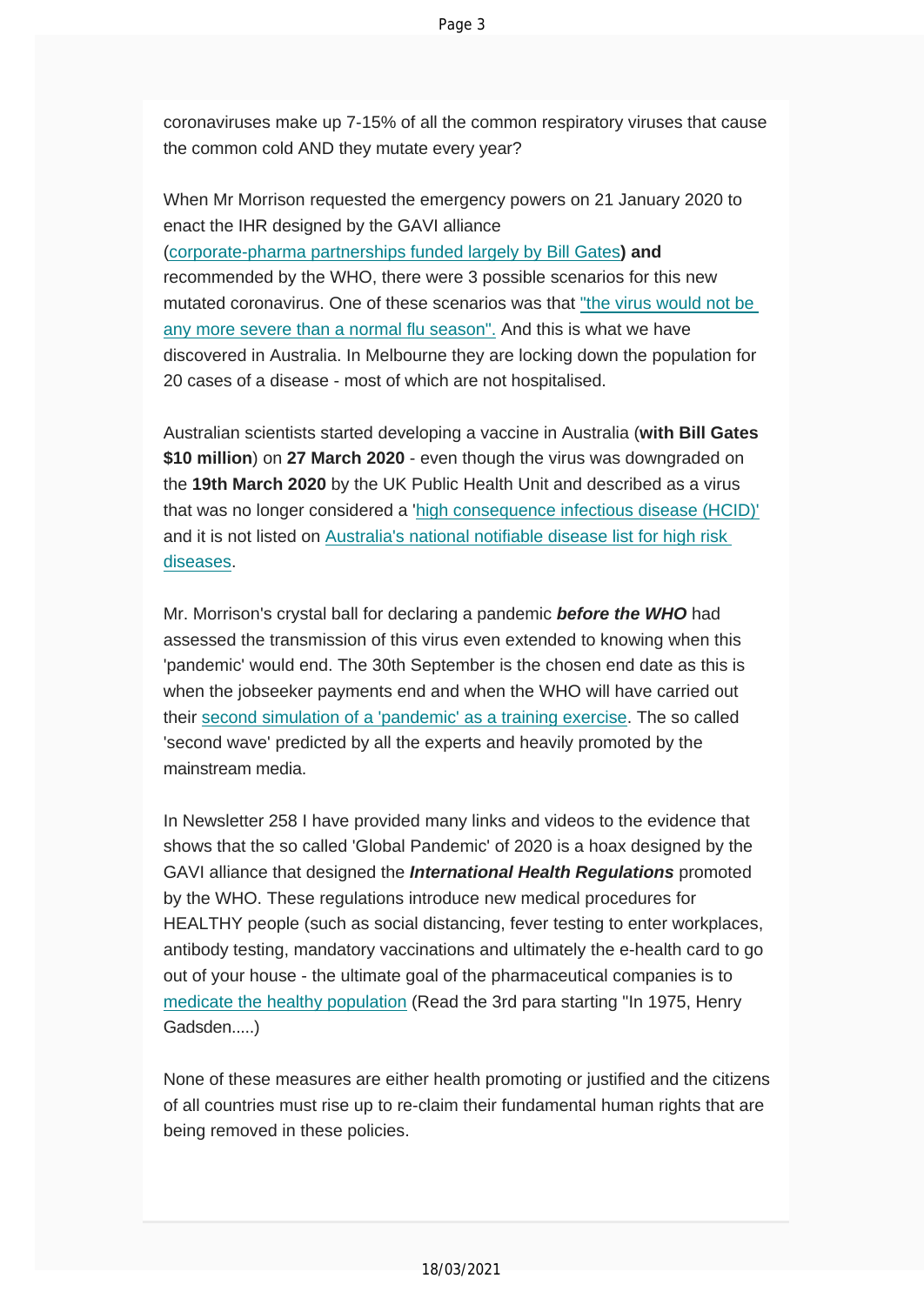coronaviruses make up 7-15% of all the common respiratory viruses that cause the common cold AND they mutate every year?

When Mr Morrison requested the emergency powers on 21 January 2020 to enact the IHR designed by the GAVI alliance (corporate-pharma partnerships funded largely by Bill Gates**) and** recommended by the WHO, there were 3 possible scenarios for this new mutated coronavirus. One of these scenarios was that "the virus would not be any more severe than a normal flu season". And this is what we have discovered in Australia. In Melbourne they are locking down the population for 20 cases of a disease - most of which are not hospitalised.

Australian scientists started developing a vaccine in Australia (**with Bill Gates $10 million**) on **27 March 2020** - even though the virus was downgraded on the **19th March 2020** by the UK Public Health Unit and described as a virus that was no longer considered a 'high consequence infectious disease (HCID)' and it is not listed on Australia's national notifiable disease list for high risk diseases.

Mr. Morrison's crystal ball for declaring a pandemic ***before the WHO*** had assessed the transmission of this virus even extended to knowing when this 'pandemic' would end. The 30th September is the chosen end date as this is when the jobseeker payments end and when the WHO will have carried out their second simulation of a 'pandemic' as a training exercise. The so called 'second wave' predicted by all the experts and heavily promoted by the mainstream media.

In Newsletter 258 I have provided many links and videos to the evidence that shows that the so called 'Global Pandemic' of 2020 is a hoax designed by the GAVI alliance that designed the ***International Health Regulations*** promoted by the WHO. These regulations introduce new medical procedures for HEALTHY people (such as social distancing, fever testing to enter workplaces, antibody testing, mandatory vaccinations and ultimately the e-health card to go out of your house - the ultimate goal of the pharmaceutical companies is to medicate the healthy population (Read the 3rd para starting "In 1975, Henry Gadsden.....)

None of these measures are either health promoting or justified and the citizens of all countries must rise up to re-claim their fundamental human rights that are being removed in these policies.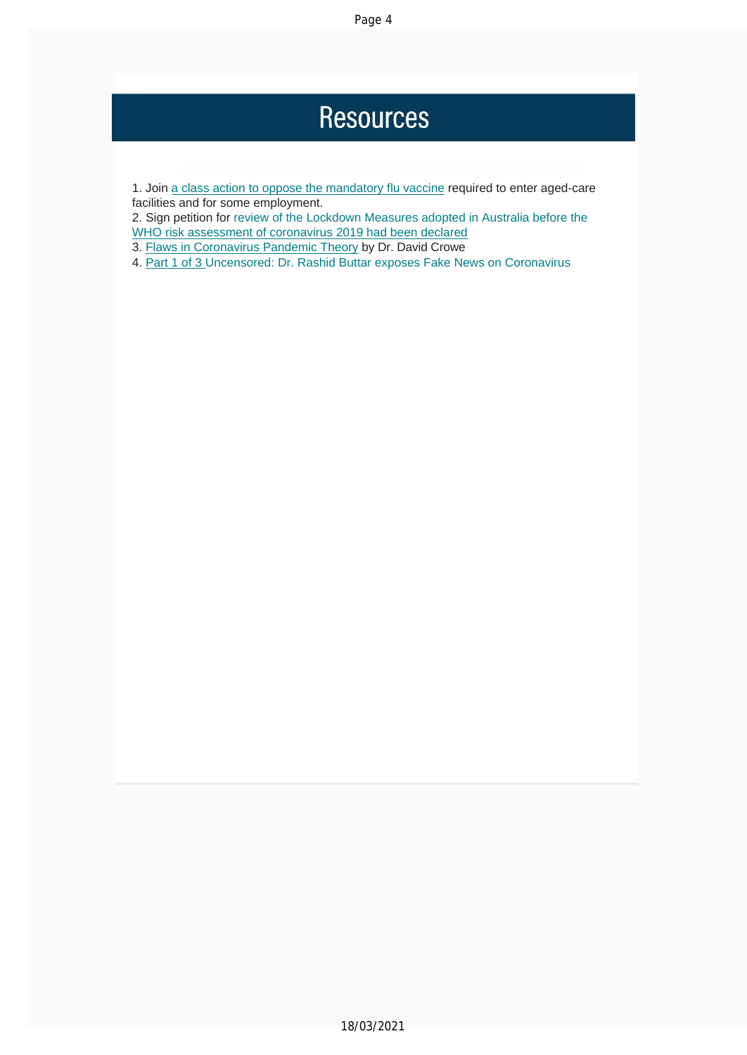# Resources

1. Join a class action to oppose the mandatory flu vaccine required to enter aged-care facilities and for some employment.
2. Sign petition for review of the Lockdown Measures adopted in Australia before the WHO risk assessment of coronavirus 2019 had been declared
3. Flaws in Coronavirus Pandemic Theory by Dr. David Crowe
4. Part 1 of 3 Uncensored: Dr. Rashid Buttar exposes Fake News on Coronavirus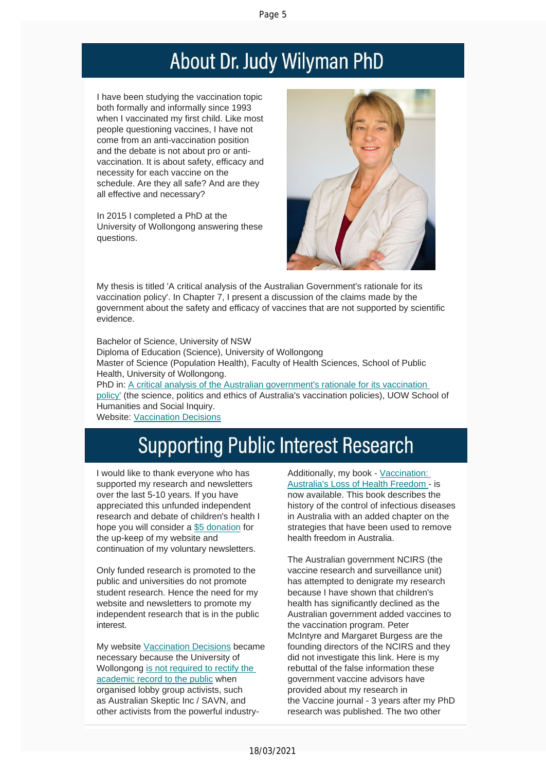# About Dr. Judy Wilyman PhD

I have been studying the vaccination topic both formally and informally since 1993 when I vaccinated my first child. Like most people questioning vaccines, I have not come from an anti-vaccination position and the debate is not about pro or anti-vaccination. It is about safety, efficacy and necessity for each vaccine on the schedule. Are they all safe? And are they all effective and necessary?

In 2015 I completed a PhD at the University of Wollongong answering these questions.

My thesis is titled 'A critical analysis of the Australian Government's rationale for its vaccination policy'. In Chapter 7, I present a discussion of the claims made by the government about the safety and efficacy of vaccines that are not supported by scientific evidence.

Bachelor of Science, University of NSW
Diploma of Education (Science), University of Wollongong
Master of Science (Population Health), Faculty of Health Sciences, School of Public Health, University of Wollongong.
PhD in: A critical analysis of the Australian government's rationale for its vaccination policy' (the science, politics and ethics of Australia's vaccination policies), UOW School of Humanities and Social Inquiry.
Website: Vaccination Decisions

# Supporting Public Interest Research

I would like to thank everyone who has supported my research and newsletters over the last 5-10 years. If you have appreciated this unfunded independent research and debate of children's health I hope you will consider a $5 donation for the up-keep of my website and continuation of my voluntary newsletters.

Only funded research is promoted to the public and universities do not promote student research. Hence the need for my website and newsletters to promote my independent research that is in the public interest.

My website Vaccination Decisions became necessary because the University of Wollongong is not required to rectify the academic record to the public when organised lobby group activists, such as Australian Skeptic Inc / SAVN, and other activists from the powerful industry-

Additionally, my book - Vaccination: Australia's Loss of Health Freedom - is now available. This book describes the history of the control of infectious diseases in Australia with an added chapter on the strategies that have been used to remove health freedom in Australia.

The Australian government NCIRS (the vaccine research and surveillance unit) has attempted to denigrate my research because I have shown that children's health has significantly declined as the Australian government added vaccines to the vaccination program. Peter McIntyre and Margaret Burgess are the founding directors of the NCIRS and they did not investigate this link. Here is my rebuttal of the false information these government vaccine advisors have provided about my research in the Vaccine journal - 3 years after my PhD research was published. The two other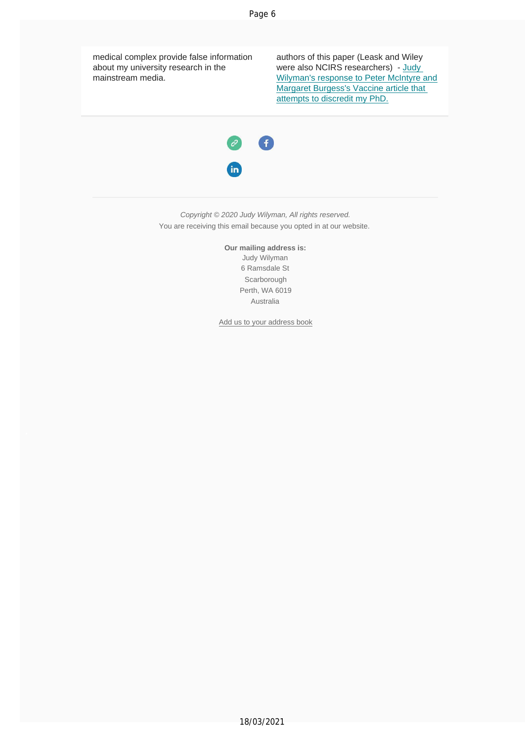medical complex provide false information about my university research in the mainstream media.

authors of this paper (Leask and Wiley were also NCIRS researchers) - Judy Wilyman's response to Peter McIntyre and Margaret Burgess's Vaccine article that attempts to discredit my PhD.

*Copyright © 2020 Judy Wilyman, All rights reserved.*
You are receiving this email because you opted in at our website.

**Our mailing address is:**
Judy Wilyman
6 Ramsdale St
Scarborough
Perth, WA 6019
Australia

Add us to your address book